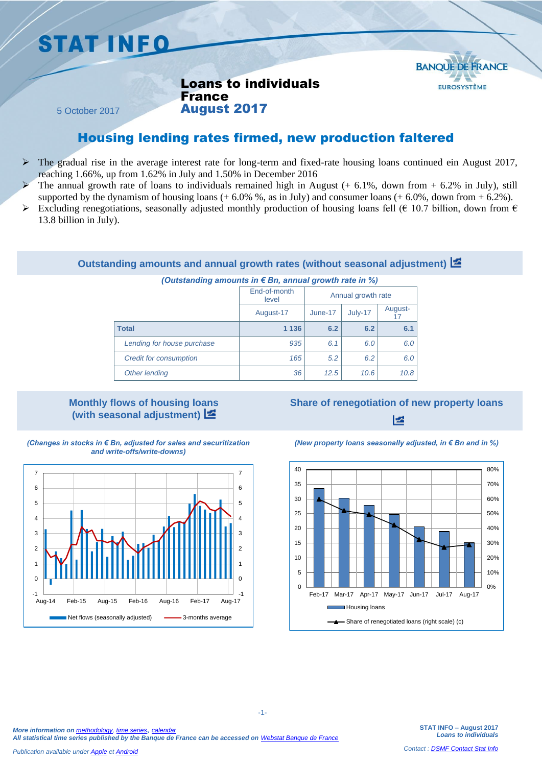# STAT INFO

**Loans to individuals**
**France**
**August 2017**

5 October 2017

## Housing lending rates firmed, new production faltered

- The gradual rise in the average interest rate for long-term and fixed-rate housing loans continued ein August 2017, reaching 1.66%, up from 1.62% in July and 1.50% in December 2016
- The annual growth rate of loans to individuals remained high in August (+ 6.1%, down from + 6.2% in July), still supported by the dynamism of housing loans (+ 6.0% %, as in July) and consumer loans (+ 6.0%, down from + 6.2%).
- Excluding renegotiations, seasonally adjusted monthly production of housing loans fell (€ 10.7 billion, down from € 13.8 billion in July).

### Outstanding amounts and annual growth rates (without seasonal adjustment)

*(Outstanding amounts in € Bn, annual growth rate in %)*

| | End-of-month level | Annual growth rate | | |
|---|---|---|---|---|
| | August-17 | June-17 | July-17 | August-17 |
| **Total** | **1 136** | **6.2** | **6.2** | **6.1** |
| *Lending for house purchase* | *935* | *6.1* | *6.0* | *6.0* |
| *Credit for consumption* | *165* | *5.2* | *6.2* | *6.0* |
| *Other lending* | *36* | *12.5* | *10.6* | *10.8* |

### Monthly flows of housing loans (with seasonal adjustment)

*(Changes in stocks in € Bn, adjusted for sales and securitization and write-offs/write-downs)*

### Share of renegotiation of new property loans

*(New property loans seasonally adjusted, in € Bn and in %)*

*More information on methodology, time series, calendar*
*All statistical time series published by the Banque de France can be accessed on Webstat Banque de France*

*Publication available under Apple et Android*

**STAT INFO – August 2017**
***Loans to individuals***

*Contact : DSMF Contact Stat Info*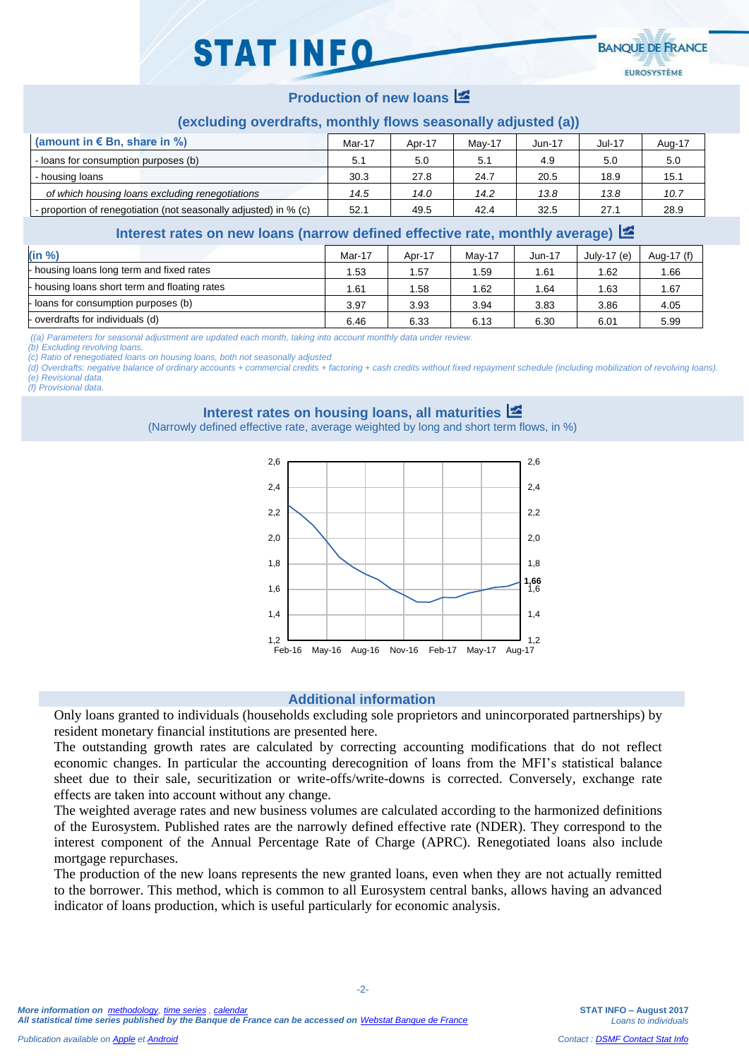## Production of new loans

### (excluding overdrafts, monthly flows seasonally adjusted (a))

| (amount in € Bn, share in %) | Mar-17 | Apr-17 | May-17 | Jun-17 | Jul-17 | Aug-17 |
|---|---|---|---|---|---|---|
| - loans for consumption purposes (b) | 5.1 | 5.0 | 5.1 | 4.9 | 5.0 | 5.0 |
| - housing loans | 30.3 | 27.8 | 24.7 | 20.5 | 18.9 | 15.1 |
| *of which housing loans excluding renegotiations* | *14.5* | *14.0* | *14.2* | *13.8* | *13.8* | *10.7* |
| - proportion of renegotiation (not seasonally adjusted) in % (c) | 52.1 | 49.5 | 42.4 | 32.5 | 27.1 | 28.9 |

## Interest rates on new loans (narrow defined effective rate, monthly average)

| (in %) | Mar-17 | Apr-17 | May-17 | Jun-17 | July-17 (e) | Aug-17 (f) |
|---|---|---|---|---|---|---|
| - housing loans long term and fixed rates | 1.53 | 1.57 | 1.59 | 1.61 | 1.62 | 1.66 |
| - housing loans short term and floating rates | 1.61 | 1.58 | 1.62 | 1.64 | 1.63 | 1.67 |
| - loans for consumption purposes (b) | 3.97 | 3.93 | 3.94 | 3.83 | 3.86 | 4.05 |
| - overdrafts for individuals (d) | 6.46 | 6.33 | 6.13 | 6.30 | 6.01 | 5.99 |

*((a) Parameters for seasonal adjustment are updated each month, taking into account monthly data under review.*
*(b) Excluding revolving loans.*
*(c) Ratio of renegotiated loans on housing loans, both not seasonally adjusted*
*(d) Overdrafts: negative balance of ordinary accounts + commercial credits + factoring + cash credits without fixed repayment schedule (including mobilization of revolving loans).*
*(e) Revisional data.*
*(f) Provisional data.*

## Interest rates on housing loans, all maturities

(Narrowly defined effective rate, average weighted by long and short term flows, in %)

2,6
2,4
2,2
2,0
1,8
1,66
1,6
1,4
1,2
Feb-16 May-16 Aug-16 Nov-16 Feb-17 May-17 Aug-17

## Additional information

Only loans granted to individuals (households excluding sole proprietors and unincorporated partnerships) by resident monetary financial institutions are presented here.

The outstanding growth rates are calculated by correcting accounting modifications that do not reflect economic changes. In particular the accounting derecognition of loans from the MFI's statistical balance sheet due to their sale, securitization or write-offs/write-downs is corrected. Conversely, exchange rate effects are taken into account without any change.

The weighted average rates and new business volumes are calculated according to the harmonized definitions of the Eurosystem. Published rates are the narrowly defined effective rate (NDER). They correspond to the interest component of the Annual Percentage Rate of Charge (APRC). Renegotiated loans also include mortgage repurchases.

The production of the new loans represents the new granted loans, even when they are not actually remitted to the borrower. This method, which is common to all Eurosystem central banks, allows having an advanced indicator of loans production, which is useful particularly for economic analysis.

***More information on** methodology, time series, calendar*
***All statistical time series published by the Banque de France can be accessed on** Webstat Banque de France*

*Publication available on Apple et Android*

**STAT INFO – August 2017**
*Loans to individuals*

*Contact : DSMF Contact Stat Info*